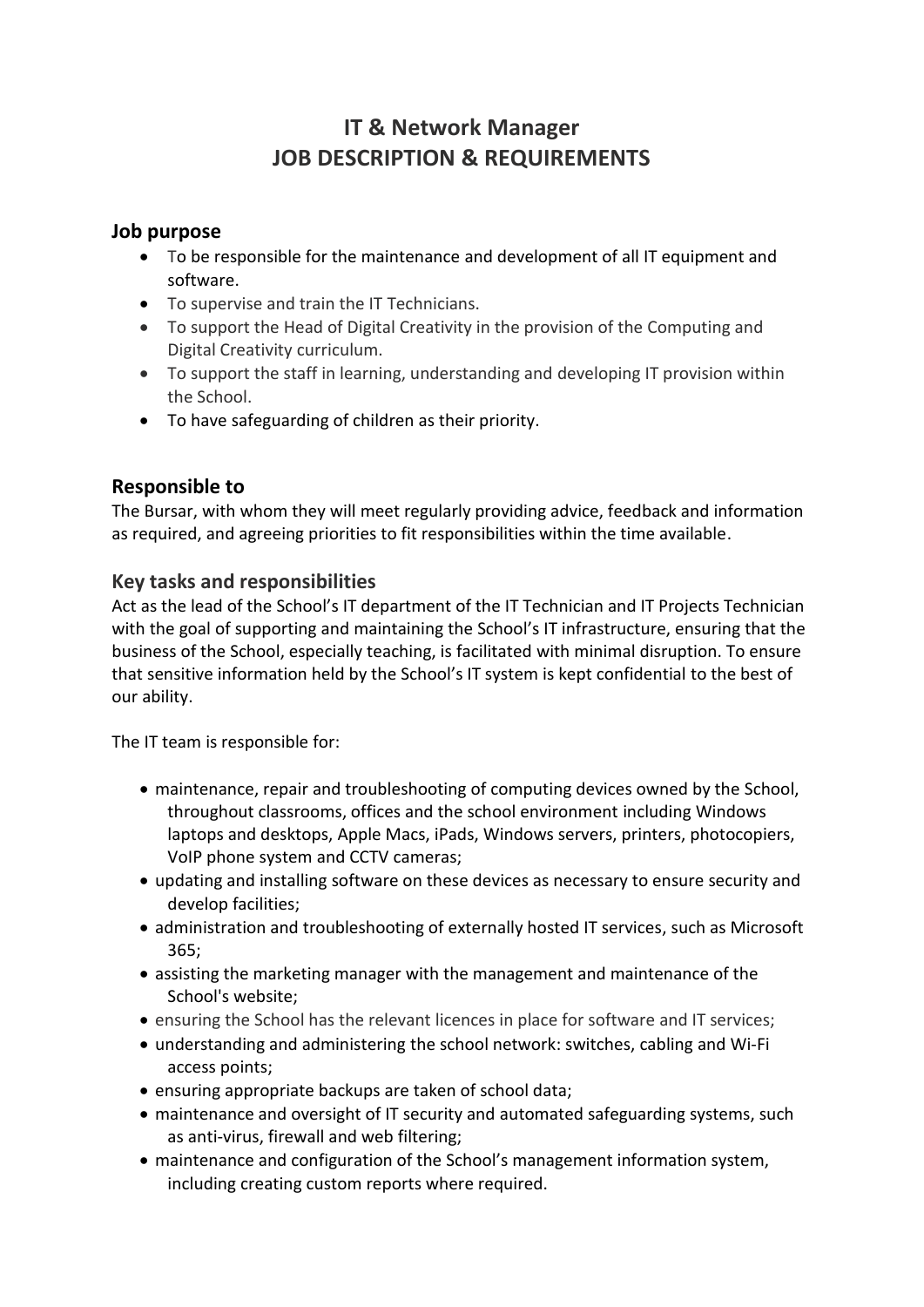# IT & Network Manager
# JOB DESCRIPTION & REQUIREMENTS

## Job purpose

- To be responsible for the maintenance and development of all IT equipment and software.
- To supervise and train the IT Technicians.
- To support the Head of Digital Creativity in the provision of the Computing and Digital Creativity curriculum.
- To support the staff in learning, understanding and developing IT provision within the School.
- To have safeguarding of children as their priority.

## Responsible to

The Bursar, with whom they will meet regularly providing advice, feedback and information as required, and agreeing priorities to fit responsibilities within the time available.

## Key tasks and responsibilities

Act as the lead of the School's IT department of the IT Technician and IT Projects Technician with the goal of supporting and maintaining the School's IT infrastructure, ensuring that the business of the School, especially teaching, is facilitated with minimal disruption. To ensure that sensitive information held by the School's IT system is kept confidential to the best of our ability.

The IT team is responsible for:

- maintenance, repair and troubleshooting of computing devices owned by the School, throughout classrooms, offices and the school environment including Windows laptops and desktops, Apple Macs, iPads, Windows servers, printers, photocopiers, VoIP phone system and CCTV cameras;
- updating and installing software on these devices as necessary to ensure security and develop facilities;
- administration and troubleshooting of externally hosted IT services, such as Microsoft 365;
- assisting the marketing manager with the management and maintenance of the School's website;
- ensuring the School has the relevant licences in place for software and IT services;
- understanding and administering the school network: switches, cabling and Wi-Fi access points;
- ensuring appropriate backups are taken of school data;
- maintenance and oversight of IT security and automated safeguarding systems, such as anti-virus, firewall and web filtering;
- maintenance and configuration of the School's management information system, including creating custom reports where required.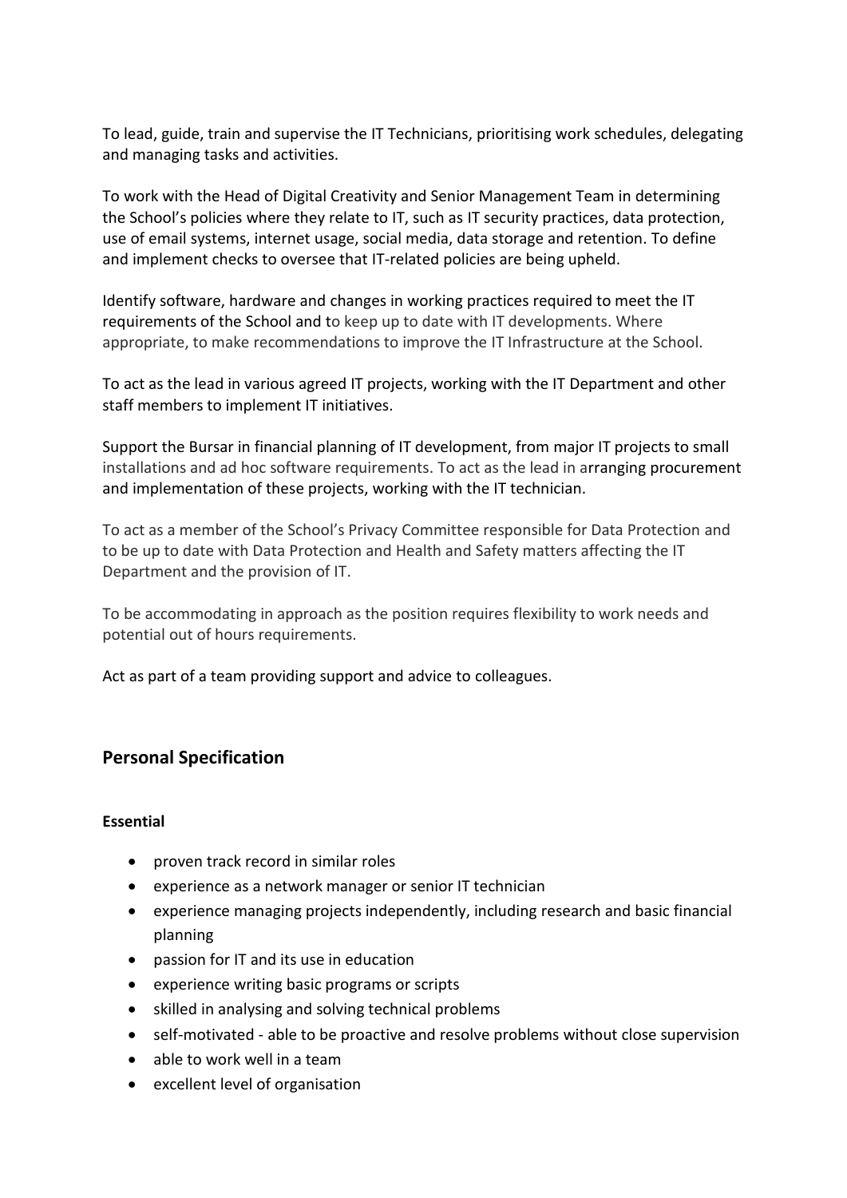To lead, guide, train and supervise the IT Technicians, prioritising work schedules, delegating and managing tasks and activities.

To work with the Head of Digital Creativity and Senior Management Team in determining the School's policies where they relate to IT, such as IT security practices, data protection, use of email systems, internet usage, social media, data storage and retention. To define and implement checks to oversee that IT-related policies are being upheld.

Identify software, hardware and changes in working practices required to meet the IT requirements of the School and to keep up to date with IT developments. Where appropriate, to make recommendations to improve the IT Infrastructure at the School.

To act as the lead in various agreed IT projects, working with the IT Department and other staff members to implement IT initiatives.

Support the Bursar in financial planning of IT development, from major IT projects to small installations and ad hoc software requirements. To act as the lead in arranging procurement and implementation of these projects, working with the IT technician.

To act as a member of the School's Privacy Committee responsible for Data Protection and to be up to date with Data Protection and Health and Safety matters affecting the IT Department and the provision of IT.

To be accommodating in approach as the position requires flexibility to work needs and potential out of hours requirements.

Act as part of a team providing support and advice to colleagues.

## Personal Specification

**Essential**

- proven track record in similar roles
- experience as a network manager or senior IT technician
- experience managing projects independently, including research and basic financial planning
- passion for IT and its use in education
- experience writing basic programs or scripts
- skilled in analysing and solving technical problems
- self-motivated - able to be proactive and resolve problems without close supervision
- able to work well in a team
- excellent level of organisation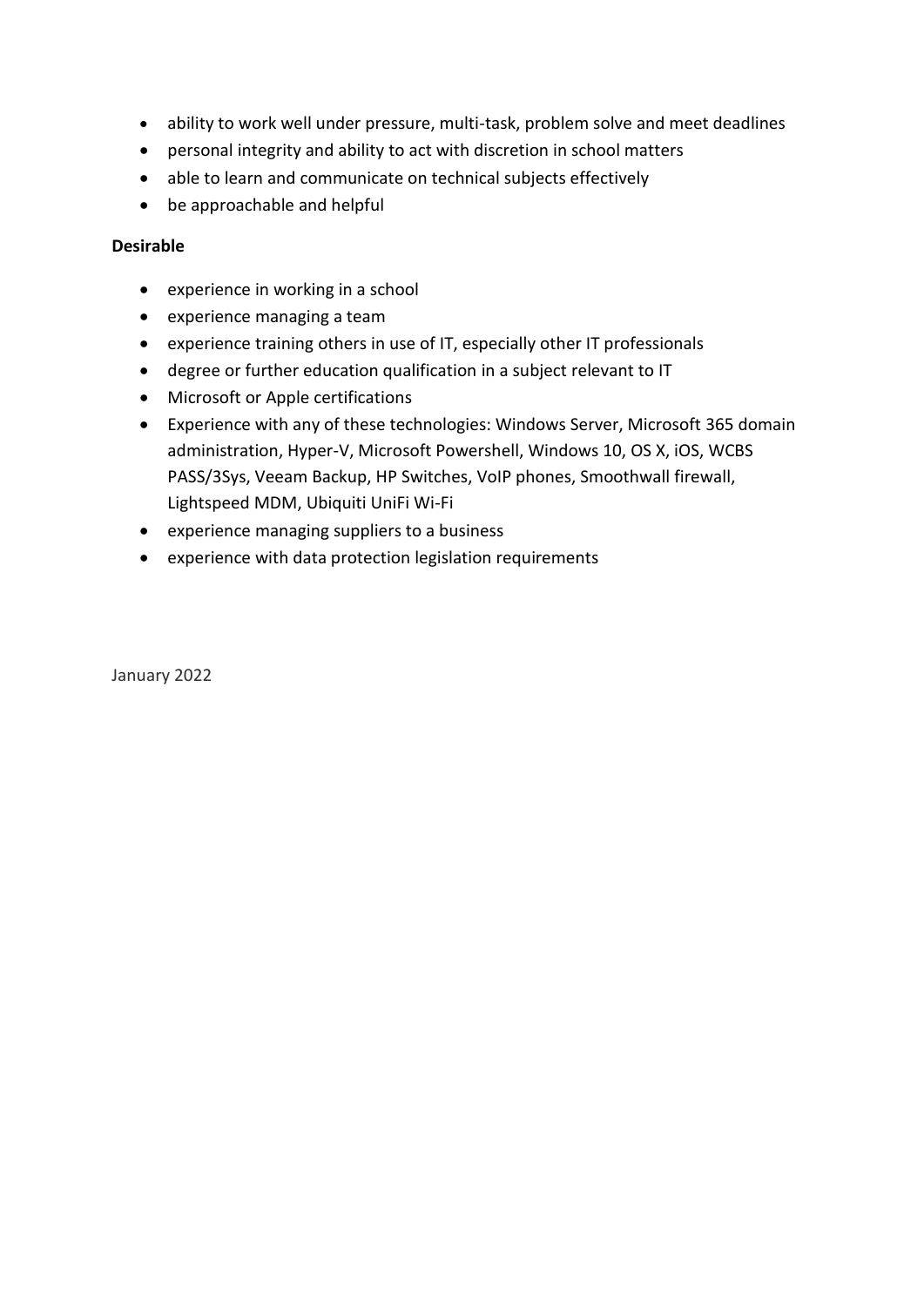- ability to work well under pressure, multi-task, problem solve and meet deadlines
- personal integrity and ability to act with discretion in school matters
- able to learn and communicate on technical subjects effectively
- be approachable and helpful

**Desirable**

- experience in working in a school
- experience managing a team
- experience training others in use of IT, especially other IT professionals
- degree or further education qualification in a subject relevant to IT
- Microsoft or Apple certifications
- Experience with any of these technologies: Windows Server, Microsoft 365 domain administration, Hyper-V, Microsoft Powershell, Windows 10, OS X, iOS, WCBS PASS/3Sys, Veeam Backup, HP Switches, VoIP phones, Smoothwall firewall, Lightspeed MDM, Ubiquiti UniFi Wi-Fi
- experience managing suppliers to a business
- experience with data protection legislation requirements

January 2022